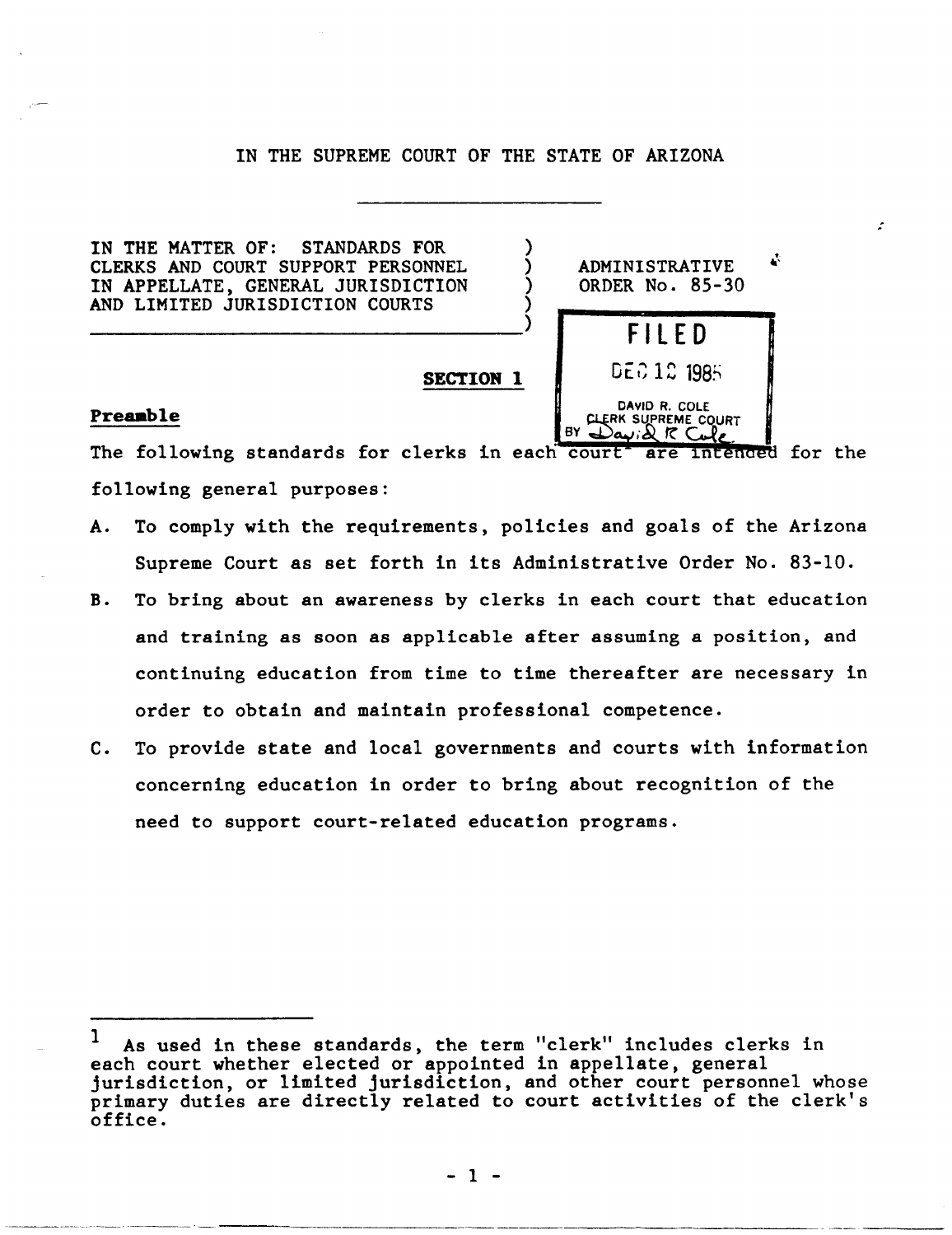IN THE SUPREME COURT OF THE STATE OF ARIZONA

IN THE MATTER OF: STANDARDS FOR CLERKS AND COURT SUPPORT PERSONNEL IN APPELLATE, GENERAL JURISDICTION AND LIMITED JURISDICTION COURTS

ADMINISTRATIVE ORDER No. 85-30

FILED
DEC 12 1985
DAVID R. COLE
CLERK SUPREME COURT
BY David R Cole

## SECTION 1

### Preamble

The following standards for clerks in each court[1] are intended for the following general purposes:

A. To comply with the requirements, policies and goals of the Arizona Supreme Court as set forth in its Administrative Order No. 83-10.

B. To bring about an awareness by clerks in each court that education and training as soon as applicable after assuming a position, and continuing education from time to time thereafter are necessary in order to obtain and maintain professional competence.

C. To provide state and local governments and courts with information concerning education in order to bring about recognition of the need to support court-related education programs.

---

[1] As used in these standards, the term "clerk" includes clerks in each court whether elected or appointed in appellate, general jurisdiction, or limited jurisdiction, and other court personnel whose primary duties are directly related to court activities of the clerk's office.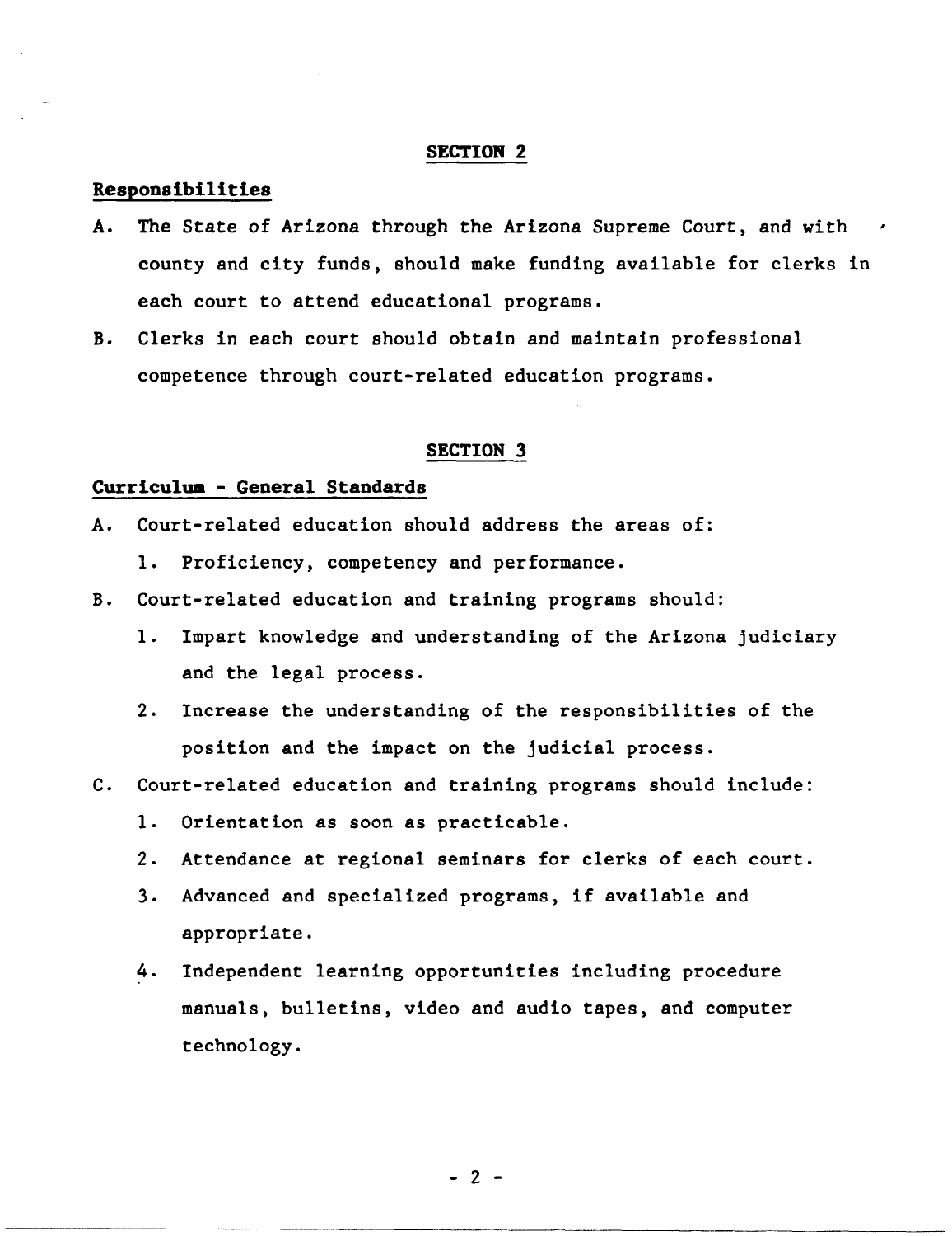## SECTION 2

**Responsibilities**

A. The State of Arizona through the Arizona Supreme Court, and with county and city funds, should make funding available for clerks in each court to attend educational programs.

B. Clerks in each court should obtain and maintain professional competence through court-related education programs.

## SECTION 3

**Curriculum - General Standards**

A. Court-related education should address the areas of:
   1. Proficiency, competency and performance.

B. Court-related education and training programs should:
   1. Impart knowledge and understanding of the Arizona judiciary and the legal process.
   2. Increase the understanding of the responsibilities of the position and the impact on the judicial process.

C. Court-related education and training programs should include:
   1. Orientation as soon as practicable.
   2. Attendance at regional seminars for clerks of each court.
   3. Advanced and specialized programs, if available and appropriate.
   4. Independent learning opportunities including procedure manuals, bulletins, video and audio tapes, and computer technology.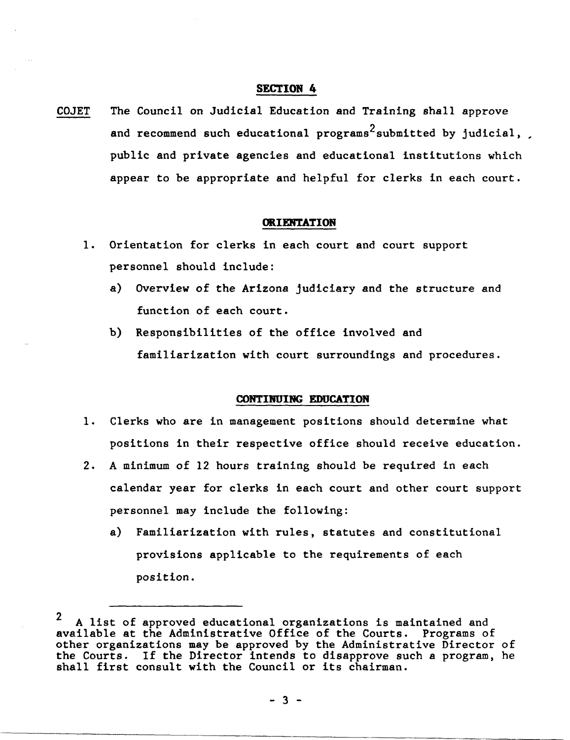## SECTION 4

COJET The Council on Judicial Education and Training shall approve and recommend such educational programs[2] submitted by judicial, public and private agencies and educational institutions which appear to be appropriate and helpful for clerks in each court.

### ORIENTATION

1. Orientation for clerks in each court and court support personnel should include:
   a) Overview of the Arizona judiciary and the structure and function of each court.
   b) Responsibilities of the office involved and familiarization with court surroundings and procedures.

### CONTINUING EDUCATION

1. Clerks who are in management positions should determine what positions in their respective office should receive education.
2. A minimum of 12 hours training should be required in each calendar year for clerks in each court and other court support personnel may include the following:
   a) Familiarization with rules, statutes and constitutional provisions applicable to the requirements of each position.

---

[2] A list of approved educational organizations is maintained and available at the Administrative Office of the Courts. Programs of other organizations may be approved by the Administrative Director of the Courts. If the Director intends to disapprove such a program, he shall first consult with the Council or its chairman.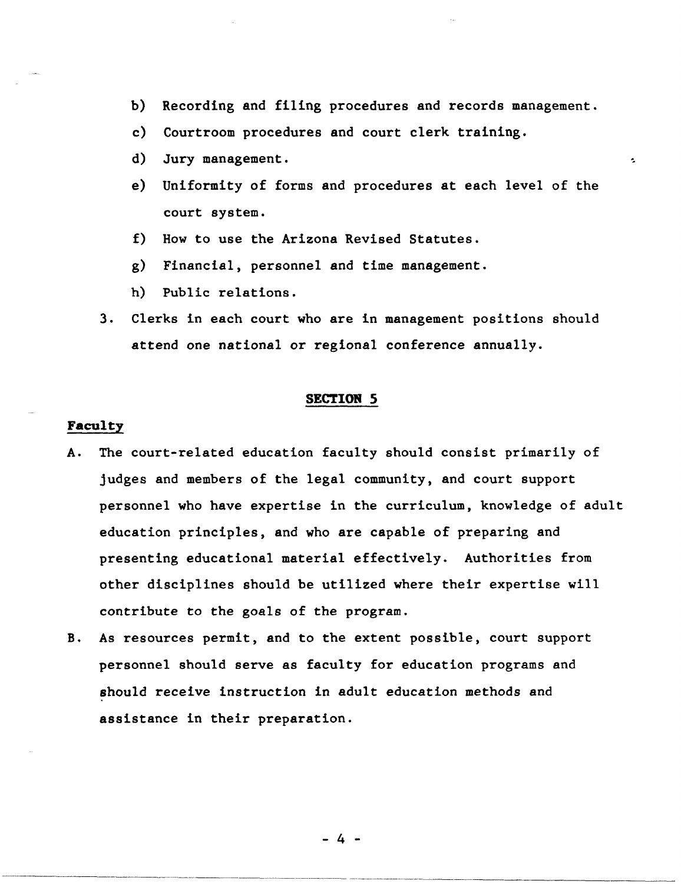b) Recording and filing procedures and records management.

c) Courtroom procedures and court clerk training.

d) Jury management.

e) Uniformity of forms and procedures at each level of the court system.

f) How to use the Arizona Revised Statutes.

g) Financial, personnel and time management.

h) Public relations.

3. Clerks in each court who are in management positions should attend one national or regional conference annually.

## SECTION 5

### Faculty

A. The court-related education faculty should consist primarily of judges and members of the legal community, and court support personnel who have expertise in the curriculum, knowledge of adult education principles, and who are capable of preparing and presenting educational material effectively. Authorities from other disciplines should be utilized where their expertise will contribute to the goals of the program.

B. As resources permit, and to the extent possible, court support personnel should serve as faculty for education programs and should receive instruction in adult education methods and assistance in their preparation.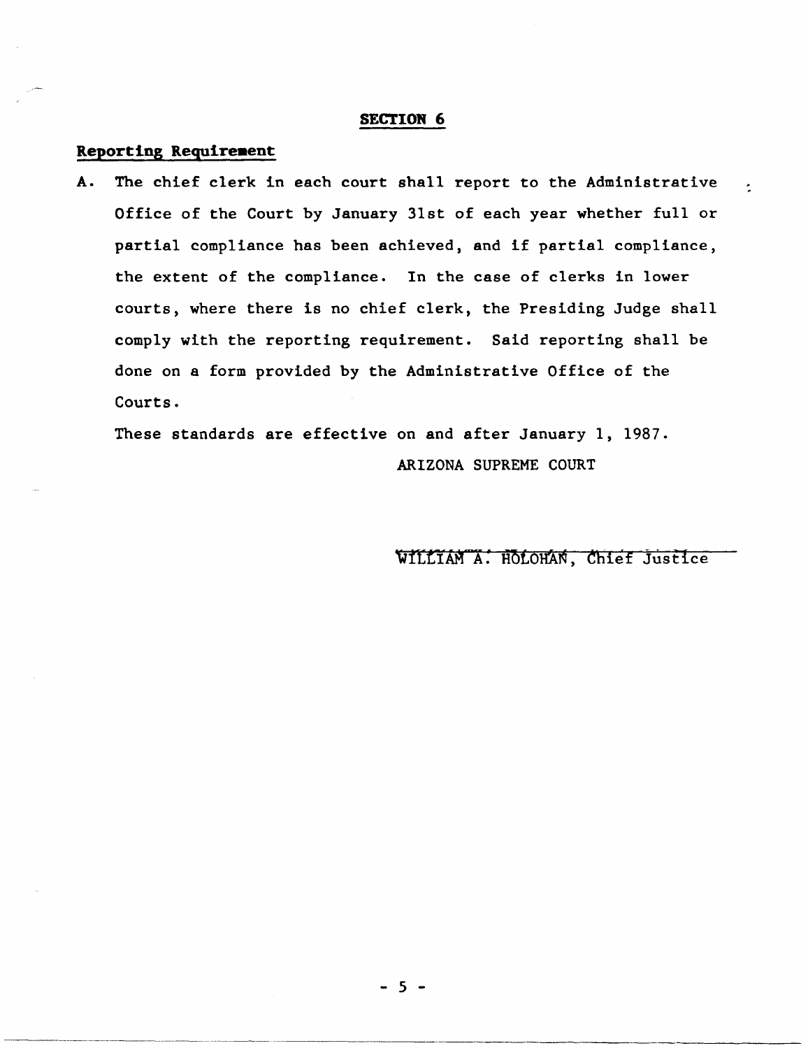## SECTION 6

**Reporting Requirement**

A. The chief clerk in each court shall report to the Administrative Office of the Court by January 31st of each year whether full or partial compliance has been achieved, and if partial compliance, the extent of the compliance. In the case of clerks in lower courts, where there is no chief clerk, the Presiding Judge shall comply with the reporting requirement. Said reporting shall be done on a form provided by the Administrative Office of the Courts.

These standards are effective on and after January 1, 1987.

ARIZONA SUPREME COURT

WILLIAM A. HOLOHAN, Chief Justice